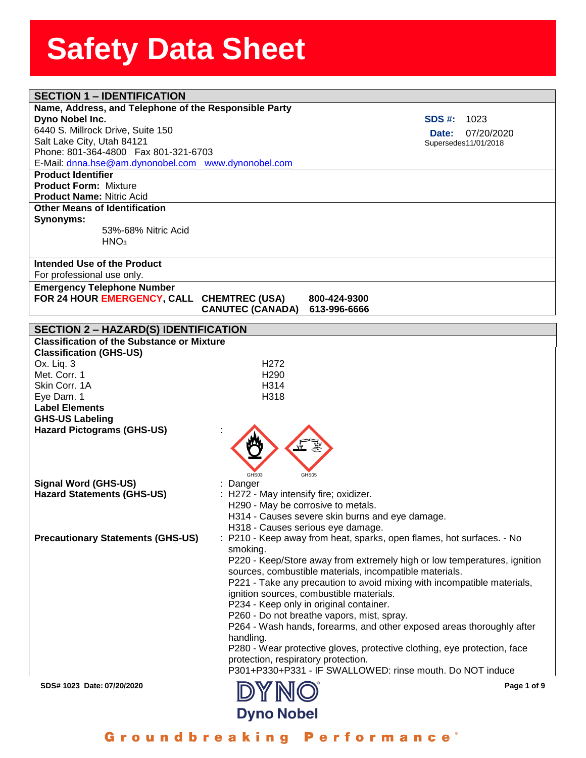# Safety Data Sheet

## SECTION 1 – IDENTIFICATION

**Name, Address, and Telephone of the Responsible Party**

**Dyno Nobel Inc.**
6440 S. Millrock Drive, Suite 150
Salt Lake City, Utah 84121
Phone: 801-364-4800 Fax 801-321-6703
E-Mail: dnna.hse@am.dynonobel.com www.dynonobel.com

**SDS #:** 1023
**Date:** 07/20/2020
Supersedes11/01/2018

**Product Identifier**
**Product Form:** Mixture
**Product Name:** Nitric Acid

**Other Means of Identification**
**Synonyms:**
53%-68% Nitric Acid
$HNO_3$

**Intended Use of the Product**
For professional use only.

**Emergency Telephone Number**
**FOR 24 HOUR EMERGENCY, CALL CHEMTREC (USA) 800-424-9300**
**CANUTEC (CANADA) 613-996-6666**

## SECTION 2 – HAZARD(S) IDENTIFICATION

**Classification of the Substance or Mixture**
**Classification (GHS-US)**

| | |
|---|---|
| Ox. Liq. 3 | H272 |
| Met. Corr. 1 | H290 |
| Skin Corr. 1A | H314 |
| Eye Dam. 1 | H318 |

**Label Elements**
**GHS-US Labeling**

**Hazard Pictograms (GHS-US)** :

GHS03 GHS05

**Signal Word (GHS-US)** : Danger

**Hazard Statements (GHS-US)** :
H272 - May intensify fire; oxidizer.
H290 - May be corrosive to metals.
H314 - Causes severe skin burns and eye damage.
H318 - Causes serious eye damage.

**Precautionary Statements (GHS-US)** :
P210 - Keep away from heat, sparks, open flames, hot surfaces. - No smoking.
P220 - Keep/Store away from extremely high or low temperatures, ignition sources, combustible materials, incompatible materials.
P221 - Take any precaution to avoid mixing with incompatible materials, ignition sources, combustible materials.
P234 - Keep only in original container.
P260 - Do not breathe vapors, mist, spray.
P264 - Wash hands, forearms, and other exposed areas thoroughly after handling.
P280 - Wear protective gloves, protective clothing, eye protection, face protection, respiratory protection.
P301+P330+P331 - IF SWALLOWED: rinse mouth. Do NOT induce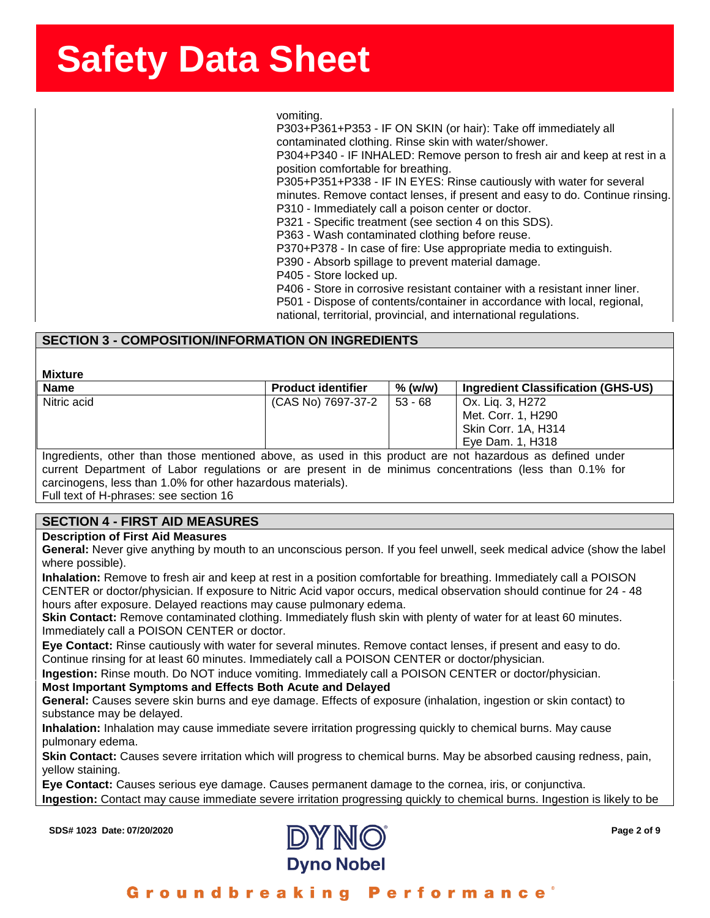vomiting.
P303+P361+P353 - IF ON SKIN (or hair): Take off immediately all contaminated clothing. Rinse skin with water/shower.
P304+P340 - IF INHALED: Remove person to fresh air and keep at rest in a position comfortable for breathing.
P305+P351+P338 - IF IN EYES: Rinse cautiously with water for several minutes. Remove contact lenses, if present and easy to do. Continue rinsing.
P310 - Immediately call a poison center or doctor.
P321 - Specific treatment (see section 4 on this SDS).
P363 - Wash contaminated clothing before reuse.
P370+P378 - In case of fire: Use appropriate media to extinguish.
P390 - Absorb spillage to prevent material damage.
P405 - Store locked up.
P406 - Store in corrosive resistant container with a resistant inner liner.
P501 - Dispose of contents/container in accordance with local, regional, national, territorial, provincial, and international regulations.

## SECTION 3 - COMPOSITION/INFORMATION ON INGREDIENTS

**Mixture**

| Name | Product identifier | % (w/w) | Ingredient Classification (GHS-US) |
|---|---|---|---|
| Nitric acid | (CAS No) 7697-37-2 | 53 - 68 | Ox. Liq. 3, H272<br>Met. Corr. 1, H290<br>Skin Corr. 1A, H314<br>Eye Dam. 1, H318 |

Ingredients, other than those mentioned above, as used in this product are not hazardous as defined under current Department of Labor regulations or are present in de minimus concentrations (less than 0.1% for carcinogens, less than 1.0% for other hazardous materials).
Full text of H-phrases: see section 16

## SECTION 4 - FIRST AID MEASURES

**Description of First Aid Measures**

**General:** Never give anything by mouth to an unconscious person. If you feel unwell, seek medical advice (show the label where possible).

**Inhalation:** Remove to fresh air and keep at rest in a position comfortable for breathing. Immediately call a POISON CENTER or doctor/physician. If exposure to Nitric Acid vapor occurs, medical observation should continue for 24 - 48 hours after exposure. Delayed reactions may cause pulmonary edema.

**Skin Contact:** Remove contaminated clothing. Immediately flush skin with plenty of water for at least 60 minutes. Immediately call a POISON CENTER or doctor.

**Eye Contact:** Rinse cautiously with water for several minutes. Remove contact lenses, if present and easy to do. Continue rinsing for at least 60 minutes. Immediately call a POISON CENTER or doctor/physician.

**Ingestion:** Rinse mouth. Do NOT induce vomiting. Immediately call a POISON CENTER or doctor/physician.

**Most Important Symptoms and Effects Both Acute and Delayed**

**General:** Causes severe skin burns and eye damage. Effects of exposure (inhalation, ingestion or skin contact) to substance may be delayed.

**Inhalation:** Inhalation may cause immediate severe irritation progressing quickly to chemical burns. May cause pulmonary edema.

**Skin Contact:** Causes severe irritation which will progress to chemical burns. May be absorbed causing redness, pain, yellow staining.

**Eye Contact:** Causes serious eye damage. Causes permanent damage to the cornea, iris, or conjunctiva.

**Ingestion:** Contact may cause immediate severe irritation progressing quickly to chemical burns. Ingestion is likely to be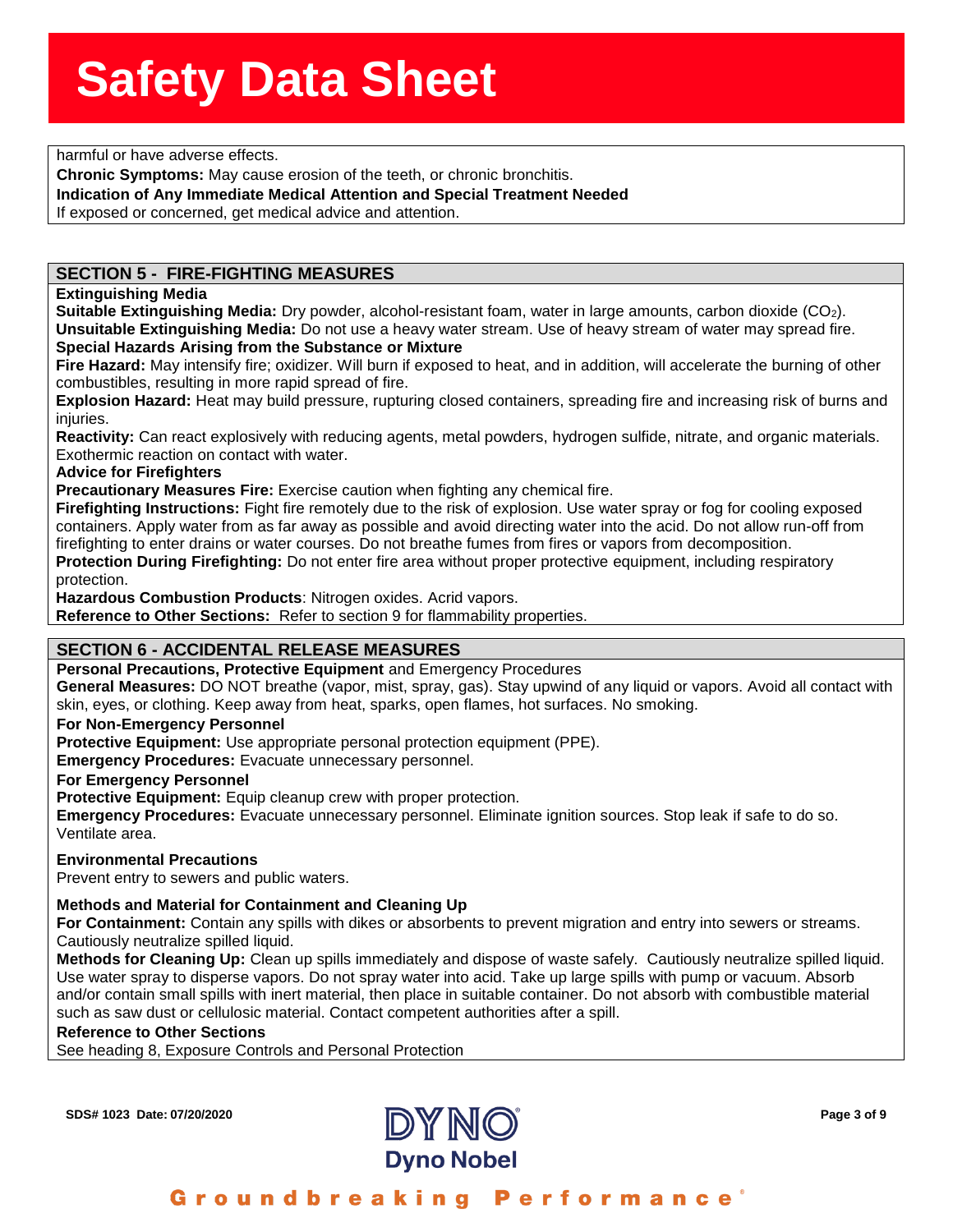harmful or have adverse effects.

**Chronic Symptoms:** May cause erosion of the teeth, or chronic bronchitis.

**Indication of Any Immediate Medical Attention and Special Treatment Needed**

If exposed or concerned, get medical advice and attention.

## SECTION 5 - FIRE-FIGHTING MEASURES

**Extinguishing Media**

**Suitable Extinguishing Media:** Dry powder, alcohol-resistant foam, water in large amounts, carbon dioxide ($CO_2$).

**Unsuitable Extinguishing Media:** Do not use a heavy water stream. Use of heavy stream of water may spread fire.

**Special Hazards Arising from the Substance or Mixture**

**Fire Hazard:** May intensify fire; oxidizer. Will burn if exposed to heat, and in addition, will accelerate the burning of other combustibles, resulting in more rapid spread of fire.

**Explosion Hazard:** Heat may build pressure, rupturing closed containers, spreading fire and increasing risk of burns and injuries.

**Reactivity:** Can react explosively with reducing agents, metal powders, hydrogen sulfide, nitrate, and organic materials. Exothermic reaction on contact with water.

**Advice for Firefighters**

**Precautionary Measures Fire:** Exercise caution when fighting any chemical fire.

**Firefighting Instructions:** Fight fire remotely due to the risk of explosion. Use water spray or fog for cooling exposed containers. Apply water from as far away as possible and avoid directing water into the acid. Do not allow run-off from firefighting to enter drains or water courses. Do not breathe fumes from fires or vapors from decomposition.

**Protection During Firefighting:** Do not enter fire area without proper protective equipment, including respiratory protection.

**Hazardous Combustion Products**: Nitrogen oxides. Acrid vapors.

**Reference to Other Sections:** Refer to section 9 for flammability properties.

## SECTION 6 - ACCIDENTAL RELEASE MEASURES

**Personal Precautions, Protective Equipment** and Emergency Procedures

**General Measures:** DO NOT breathe (vapor, mist, spray, gas). Stay upwind of any liquid or vapors. Avoid all contact with skin, eyes, or clothing. Keep away from heat, sparks, open flames, hot surfaces. No smoking.

**For Non-Emergency Personnel**

**Protective Equipment:** Use appropriate personal protection equipment (PPE).

**Emergency Procedures:** Evacuate unnecessary personnel.

**For Emergency Personnel**

**Protective Equipment:** Equip cleanup crew with proper protection.

**Emergency Procedures:** Evacuate unnecessary personnel. Eliminate ignition sources. Stop leak if safe to do so. Ventilate area.

**Environmental Precautions**

Prevent entry to sewers and public waters.

**Methods and Material for Containment and Cleaning Up**

**For Containment:** Contain any spills with dikes or absorbents to prevent migration and entry into sewers or streams. Cautiously neutralize spilled liquid.

**Methods for Cleaning Up:** Clean up spills immediately and dispose of waste safely. Cautiously neutralize spilled liquid. Use water spray to disperse vapors. Do not spray water into acid. Take up large spills with pump or vacuum. Absorb and/or contain small spills with inert material, then place in suitable container. Do not absorb with combustible material such as saw dust or cellulosic material. Contact competent authorities after a spill.

**Reference to Other Sections**

See heading 8, Exposure Controls and Personal Protection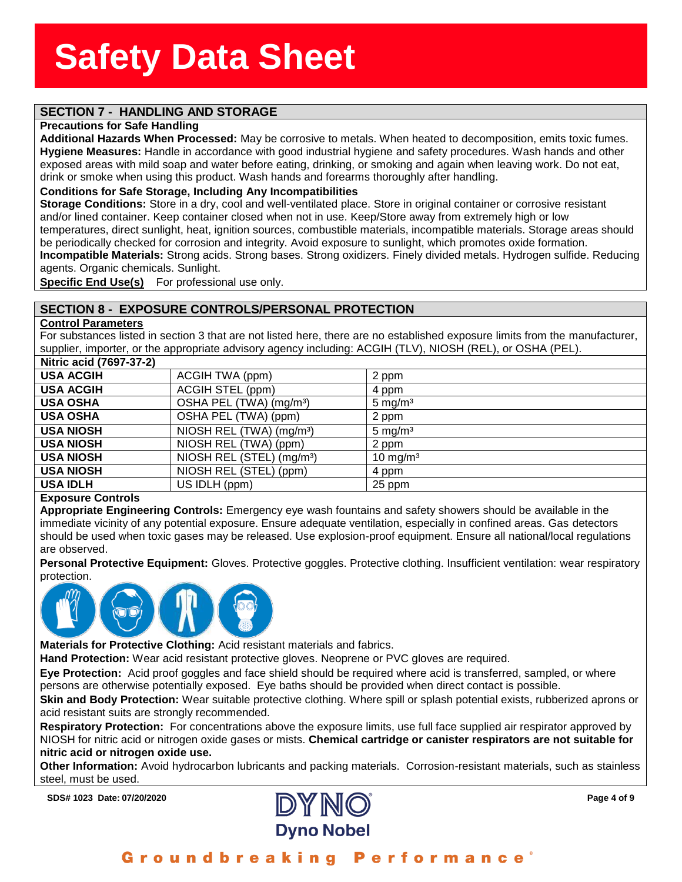# Safety Data Sheet

## SECTION 7 - HANDLING AND STORAGE

**Precautions for Safe Handling**

**Additional Hazards When Processed:** May be corrosive to metals. When heated to decomposition, emits toxic fumes.

**Hygiene Measures:** Handle in accordance with good industrial hygiene and safety procedures. Wash hands and other exposed areas with mild soap and water before eating, drinking, or smoking and again when leaving work. Do not eat, drink or smoke when using this product. Wash hands and forearms thoroughly after handling.

**Conditions for Safe Storage, Including Any Incompatibilities**

**Storage Conditions:** Store in a dry, cool and well-ventilated place. Store in original container or corrosive resistant and/or lined container. Keep container closed when not in use. Keep/Store away from extremely high or low temperatures, direct sunlight, heat, ignition sources, combustible materials, incompatible materials. Storage areas should be periodically checked for corrosion and integrity. Avoid exposure to sunlight, which promotes oxide formation.

**Incompatible Materials:** Strong acids. Strong bases. Strong oxidizers. Finely divided metals. Hydrogen sulfide. Reducing agents. Organic chemicals. Sunlight.

**Specific End Use(s)** For professional use only.

## SECTION 8 - EXPOSURE CONTROLS/PERSONAL PROTECTION

**Control Parameters**

For substances listed in section 3 that are not listed here, there are no established exposure limits from the manufacturer, supplier, importer, or the appropriate advisory agency including: ACGIH (TLV), NIOSH (REL), or OSHA (PEL).

| Nitric acid (7697-37-2) | | |
|---|---|---|
| **USA ACGIH** | ACGIH TWA (ppm) | 2 ppm |
| **USA ACGIH** | ACGIH STEL (ppm) | 4 ppm |
| **USA OSHA** | OSHA PEL (TWA) ($mg/m^3$) | 5 $mg/m^3$ |
| **USA OSHA** | OSHA PEL (TWA) (ppm) | 2 ppm |
| **USA NIOSH** | NIOSH REL (TWA) ($mg/m^3$) | 5 $mg/m^3$ |
| **USA NIOSH** | NIOSH REL (TWA) (ppm) | 2 ppm |
| **USA NIOSH** | NIOSH REL (STEL) ($mg/m^3$) | 10 $mg/m^3$ |
| **USA NIOSH** | NIOSH REL (STEL) (ppm) | 4 ppm |
| **USA IDLH** | US IDLH (ppm) | 25 ppm |

**Exposure Controls**

**Appropriate Engineering Controls:** Emergency eye wash fountains and safety showers should be available in the immediate vicinity of any potential exposure. Ensure adequate ventilation, especially in confined areas. Gas detectors should be used when toxic gases may be released. Use explosion-proof equipment. Ensure all national/local regulations are observed.

**Personal Protective Equipment:** Gloves. Protective goggles. Protective clothing. Insufficient ventilation: wear respiratory protection.

**Materials for Protective Clothing:** Acid resistant materials and fabrics.

**Hand Protection:** Wear acid resistant protective gloves. Neoprene or PVC gloves are required.

**Eye Protection:** Acid proof goggles and face shield should be required where acid is transferred, sampled, or where persons are otherwise potentially exposed. Eye baths should be provided when direct contact is possible.

**Skin and Body Protection:** Wear suitable protective clothing. Where spill or splash potential exists, rubberized aprons or acid resistant suits are strongly recommended.

**Respiratory Protection:** For concentrations above the exposure limits, use full face supplied air respirator approved by NIOSH for nitric acid or nitrogen oxide gases or mists. **Chemical cartridge or canister respirators are not suitable for nitric acid or nitrogen oxide use.**

**Other Information:** Avoid hydrocarbon lubricants and packing materials. Corrosion-resistant materials, such as stainless steel, must be used.

SDS# 1023 Date: 07/20/2020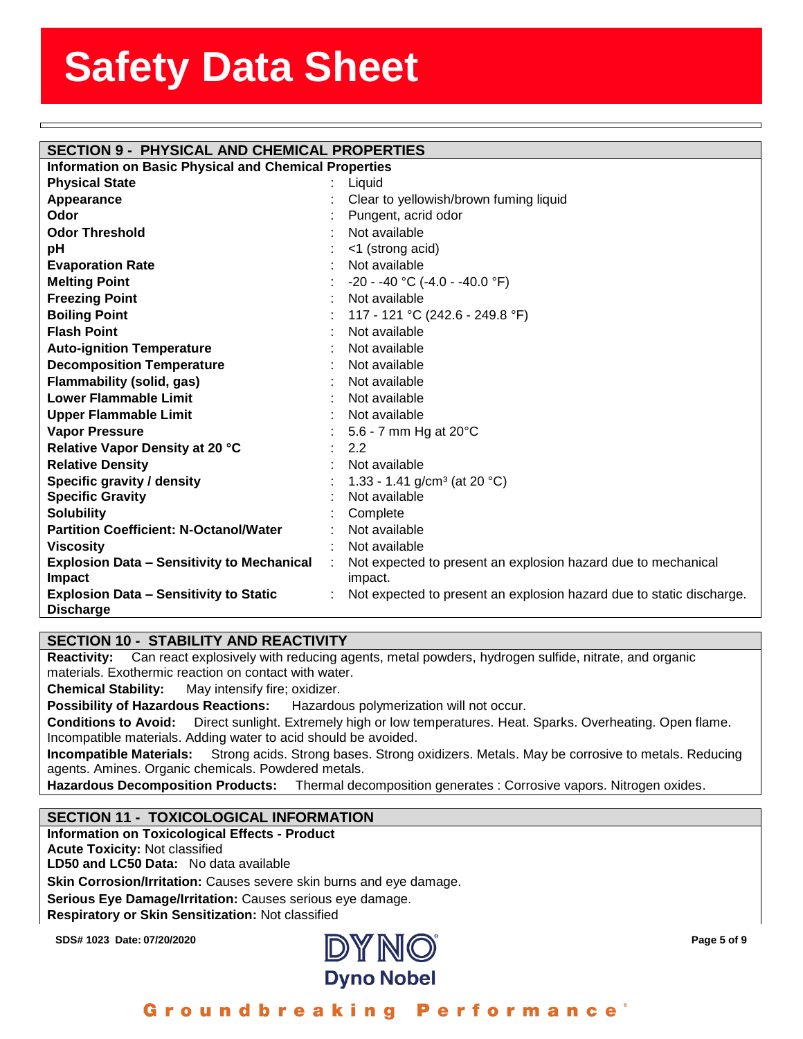## SECTION 9 - PHYSICAL AND CHEMICAL PROPERTIES

**Information on Basic Physical and Chemical Properties**

| Property | Value |
|---|---|
| **Physical State** | Liquid |
| **Appearance** | Clear to yellowish/brown fuming liquid |
| **Odor** | Pungent, acrid odor |
| **Odor Threshold** | Not available |
| **pH** | <1 (strong acid) |
| **Evaporation Rate** | Not available |
| **Melting Point** | -20 - -40 °C (-4.0 - -40.0 °F) |
| **Freezing Point** | Not available |
| **Boiling Point** | 117 - 121 °C (242.6 - 249.8 °F) |
| **Flash Point** | Not available |
| **Auto-ignition Temperature** | Not available |
| **Decomposition Temperature** | Not available |
| **Flammability (solid, gas)** | Not available |
| **Lower Flammable Limit** | Not available |
| **Upper Flammable Limit** | Not available |
| **Vapor Pressure** | 5.6 - 7 mm Hg at 20°C |
| **Relative Vapor Density at 20 °C** | 2.2 |
| **Relative Density** | Not available |
| **Specific gravity / density** | 1.33 - 1.41 g/cm³ (at 20 °C) |
| **Specific Gravity** | Not available |
| **Solubility** | Complete |
| **Partition Coefficient: N-Octanol/Water** | Not available |
| **Viscosity** | Not available |
| **Explosion Data – Sensitivity to Mechanical Impact** | Not expected to present an explosion hazard due to mechanical impact. |
| **Explosion Data – Sensitivity to Static Discharge** | Not expected to present an explosion hazard due to static discharge. |

## SECTION 10 - STABILITY AND REACTIVITY

**Reactivity:** Can react explosively with reducing agents, metal powders, hydrogen sulfide, nitrate, and organic materials. Exothermic reaction on contact with water.

**Chemical Stability:** May intensify fire; oxidizer.

**Possibility of Hazardous Reactions:** Hazardous polymerization will not occur.

**Conditions to Avoid:** Direct sunlight. Extremely high or low temperatures. Heat. Sparks. Overheating. Open flame. Incompatible materials. Adding water to acid should be avoided.

**Incompatible Materials:** Strong acids. Strong bases. Strong oxidizers. Metals. May be corrosive to metals. Reducing agents. Amines. Organic chemicals. Powdered metals.

**Hazardous Decomposition Products:** Thermal decomposition generates : Corrosive vapors. Nitrogen oxides.

## SECTION 11 - TOXICOLOGICAL INFORMATION

**Information on Toxicological Effects - Product**

**Acute Toxicity:** Not classified

**LD50 and LC50 Data:** No data available

**Skin Corrosion/Irritation:** Causes severe skin burns and eye damage.

**Serious Eye Damage/Irritation:** Causes serious eye damage.

**Respiratory or Skin Sensitization:** Not classified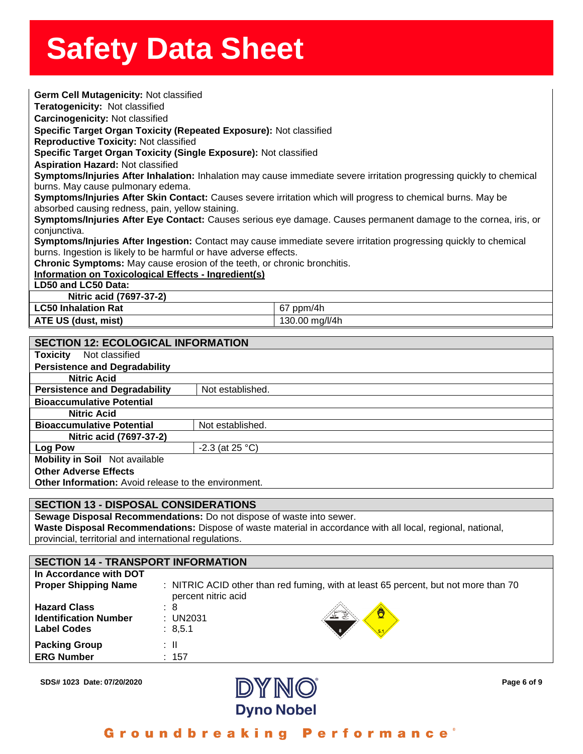**Germ Cell Mutagenicity:** Not classified
**Teratogenicity:** Not classified
**Carcinogenicity:** Not classified
**Specific Target Organ Toxicity (Repeated Exposure):** Not classified
**Reproductive Toxicity:** Not classified
**Specific Target Organ Toxicity (Single Exposure):** Not classified
**Aspiration Hazard:** Not classified
**Symptoms/Injuries After Inhalation:** Inhalation may cause immediate severe irritation progressing quickly to chemical burns. May cause pulmonary edema.
**Symptoms/Injuries After Skin Contact:** Causes severe irritation which will progress to chemical burns. May be absorbed causing redness, pain, yellow staining.
**Symptoms/Injuries After Eye Contact:** Causes serious eye damage. Causes permanent damage to the cornea, iris, or conjunctiva.
**Symptoms/Injuries After Ingestion:** Contact may cause immediate severe irritation progressing quickly to chemical burns. Ingestion is likely to be harmful or have adverse effects.
**Chronic Symptoms:** May cause erosion of the teeth, or chronic bronchitis.

**Information on Toxicological Effects - Ingredient(s)**

**LD50 and LC50 Data:**

| **Nitric acid (7697-37-2)** | |
|---|---|
| **LC50 Inhalation Rat** | 67 ppm/4h |
| **ATE US (dust, mist)** | 130.00 mg/l/4h |

## SECTION 12: ECOLOGICAL INFORMATION

**Toxicity** Not classified

**Persistence and Degradability**

| **Nitric Acid** | |
|---|---|
| **Persistence and Degradability** | Not established. |

**Bioaccumulative Potential**

| **Nitric Acid** | |
|---|---|
| **Bioaccumulative Potential** | Not established. |
| **Nitric acid (7697-37-2)** | |
| **Log Pow** | -2.3 (at 25 °C) |

**Mobility in Soil** Not available

**Other Adverse Effects**

**Other Information:** Avoid release to the environment.

## SECTION 13 - DISPOSAL CONSIDERATIONS

**Sewage Disposal Recommendations:** Do not dispose of waste into sewer.
**Waste Disposal Recommendations:** Dispose of waste material in accordance with all local, regional, national, provincial, territorial and international regulations.

## SECTION 14 - TRANSPORT INFORMATION

**In Accordance with DOT**

| | |
|---|---|
| **Proper Shipping Name** | : NITRIC ACID other than red fuming, with at least 65 percent, but not more than 70 percent nitric acid |
| **Hazard Class** | : 8 |
| **Identification Number** | : UN2031 |
| **Label Codes** | : 8,5.1 |
| **Packing Group** | : II |
| **ERG Number** | : 157 |

SDS# 1023 Date: 07/20/2020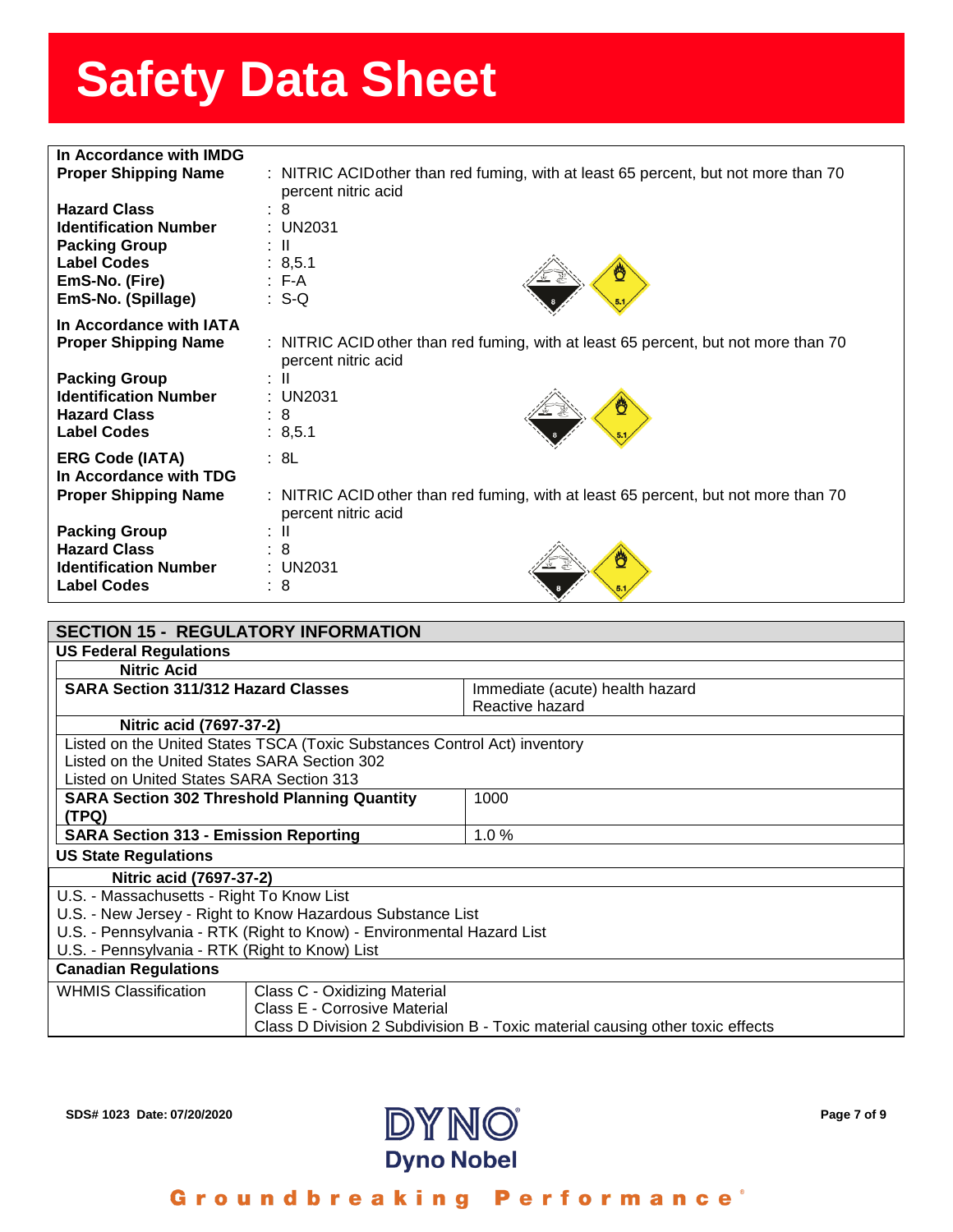# Safety Data Sheet

**In Accordance with IMDG**

| | |
|---|---|
| **Proper Shipping Name** | : NITRIC ACIDother than red fuming, with at least 65 percent, but not more than 70 percent nitric acid |
| **Hazard Class** | : 8 |
| **Identification Number** | : UN2031 |
| **Packing Group** | : II |
| **Label Codes** | : 8,5.1 |
| **EmS-No. (Fire)** | : F-A |
| **EmS-No. (Spillage)** | : S-Q |

**In Accordance with IATA**

| | |
|---|---|
| **Proper Shipping Name** | : NITRIC ACID other than red fuming, with at least 65 percent, but not more than 70 percent nitric acid |
| **Packing Group** | : II |
| **Identification Number** | : UN2031 |
| **Hazard Class** | : 8 |
| **Label Codes** | : 8,5.1 |
| **ERG Code (IATA)** | : 8L |

**In Accordance with TDG**

| | |
|---|---|
| **Proper Shipping Name** | : NITRIC ACID other than red fuming, with at least 65 percent, but not more than 70 percent nitric acid |
| **Packing Group** | : II |
| **Hazard Class** | : 8 |
| **Identification Number** | : UN2031 |
| **Label Codes** | : 8 |

## SECTION 15 - REGULATORY INFORMATION

### US Federal Regulations

**Nitric Acid**

| | |
|---|---|
| **SARA Section 311/312 Hazard Classes** | Immediate (acute) health hazard<br>Reactive hazard |

**Nitric acid (7697-37-2)**

Listed on the United States TSCA (Toxic Substances Control Act) inventory
Listed on the United States SARA Section 302
Listed on United States SARA Section 313

| | |
|---|---|
| **SARA Section 302 Threshold Planning Quantity (TPQ)** | 1000 |
| **SARA Section 313 - Emission Reporting** | 1.0 % |

### US State Regulations

**Nitric acid (7697-37-2)**

U.S. - Massachusetts - Right To Know List
U.S. - New Jersey - Right to Know Hazardous Substance List
U.S. - Pennsylvania - RTK (Right to Know) - Environmental Hazard List
U.S. - Pennsylvania - RTK (Right to Know) List

### Canadian Regulations

| | |
|---|---|
| WHMIS Classification | Class C - Oxidizing Material<br>Class E - Corrosive Material<br>Class D Division 2 Subdivision B - Toxic material causing other toxic effects |

SDS# 1023 Date: 07/20/2020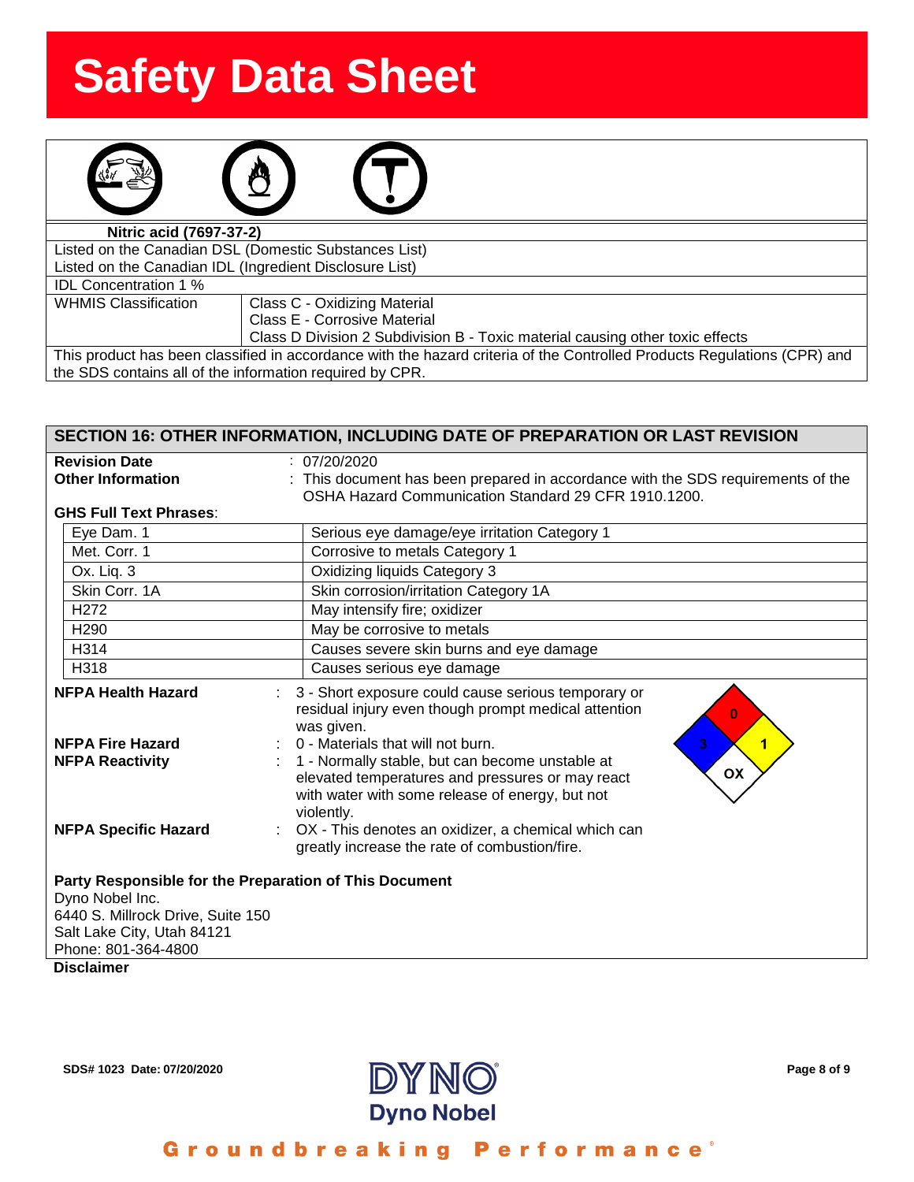# Safety Data Sheet

| Nitric acid (7697-37-2) | |
|---|---|
| Listed on the Canadian DSL (Domestic Substances List) | |
| Listed on the Canadian IDL (Ingredient Disclosure List) | |
| IDL Concentration 1 % | |
| WHMIS Classification | Class C - Oxidizing Material<br>Class E - Corrosive Material<br>Class D Division 2 Subdivision B - Toxic material causing other toxic effects |

This product has been classified in accordance with the hazard criteria of the Controlled Products Regulations (CPR) and the SDS contains all of the information required by CPR.

## SECTION 16: OTHER INFORMATION, INCLUDING DATE OF PREPARATION OR LAST REVISION

**Revision Date** : 07/20/2020

**Other Information** : This document has been prepared in accordance with the SDS requirements of the OSHA Hazard Communication Standard 29 CFR 1910.1200.

**GHS Full Text Phrases**:

| | |
|---|---|
| Eye Dam. 1 | Serious eye damage/eye irritation Category 1 |
| Met. Corr. 1 | Corrosive to metals Category 1 |
| Ox. Liq. 3 | Oxidizing liquids Category 3 |
| Skin Corr. 1A | Skin corrosion/irritation Category 1A |
| H272 | May intensify fire; oxidizer |
| H290 | May be corrosive to metals |
| H314 | Causes severe skin burns and eye damage |
| H318 | Causes serious eye damage |

**NFPA Health Hazard** : 3 - Short exposure could cause serious temporary or residual injury even though prompt medical attention was given.

**NFPA Fire Hazard** : 0 - Materials that will not burn.

**NFPA Reactivity** : 1 - Normally stable, but can become unstable at elevated temperatures and pressures or may react with water with some release of energy, but not violently.

**NFPA Specific Hazard** : OX - This denotes an oxidizer, a chemical which can greatly increase the rate of combustion/fire.

**Party Responsible for the Preparation of This Document**

Dyno Nobel Inc.
6440 S. Millrock Drive, Suite 150
Salt Lake City, Utah 84121
Phone: 801-364-4800

**Disclaimer**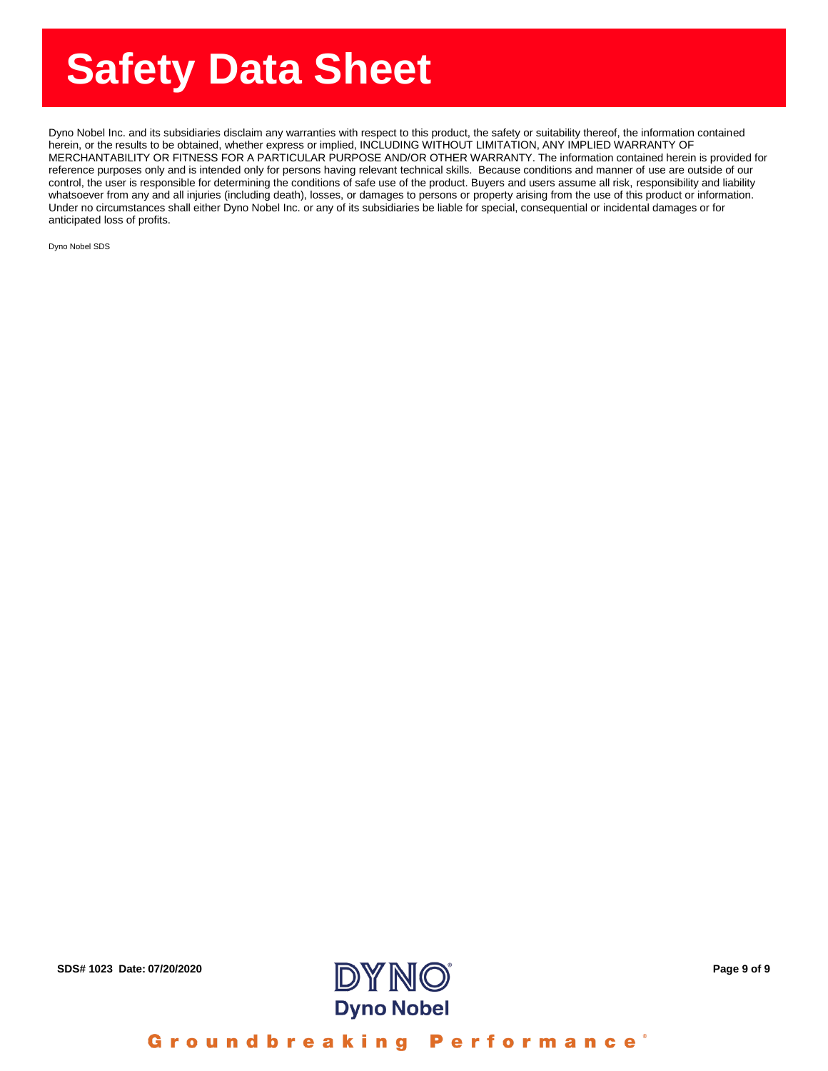# Safety Data Sheet

Dyno Nobel Inc. and its subsidiaries disclaim any warranties with respect to this product, the safety or suitability thereof, the information contained herein, or the results to be obtained, whether express or implied, INCLUDING WITHOUT LIMITATION, ANY IMPLIED WARRANTY OF MERCHANTABILITY OR FITNESS FOR A PARTICULAR PURPOSE AND/OR OTHER WARRANTY. The information contained herein is provided for reference purposes only and is intended only for persons having relevant technical skills. Because conditions and manner of use are outside of our control, the user is responsible for determining the conditions of safe use of the product. Buyers and users assume all risk, responsibility and liability whatsoever from any and all injuries (including death), losses, or damages to persons or property arising from the use of this product or information. Under no circumstances shall either Dyno Nobel Inc. or any of its subsidiaries be liable for special, consequential or incidental damages or for anticipated loss of profits.

Dyno Nobel SDS